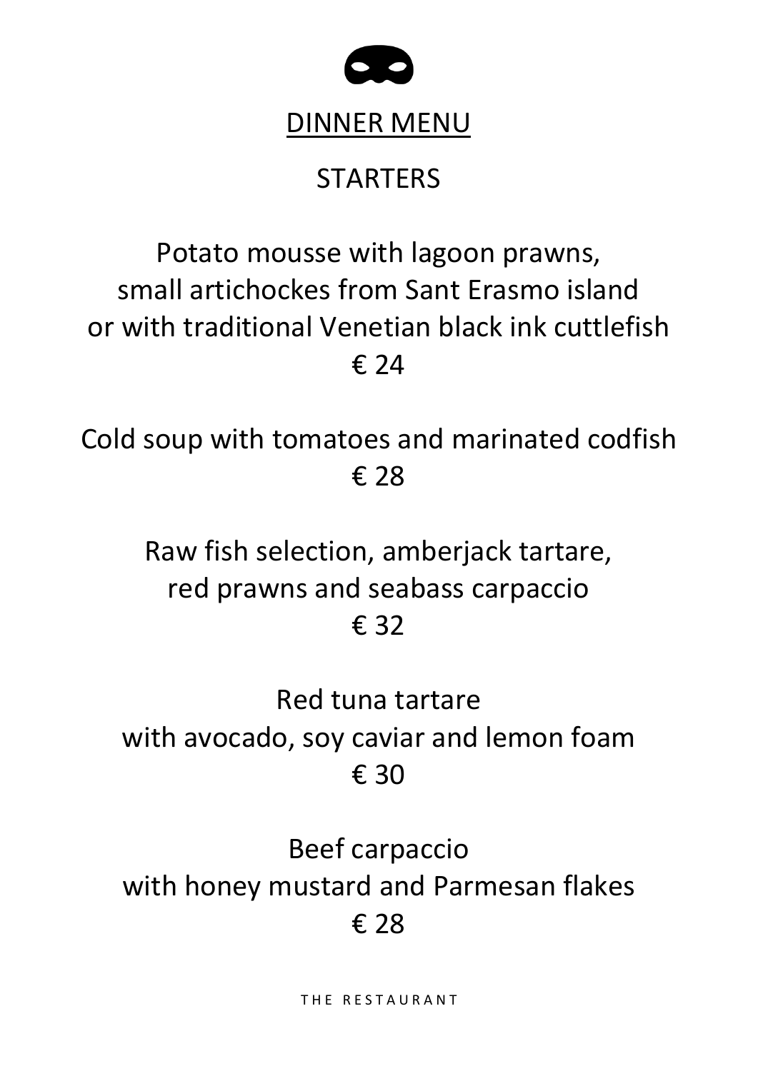# DINNER MENU

## STARTERS

Potato mousse with lagoon prawns,
small artichockes from Sant Erasmo island
or with traditional Venetian black ink cuttlefish
€ 24

Cold soup with tomatoes and marinated codfish
€ 28

Raw fish selection, amberjack tartare,
red prawns and seabass carpaccio
€ 32

Red tuna tartare
with avocado, soy caviar and lemon foam
€ 30

Beef carpaccio
with honey mustard and Parmesan flakes
€ 28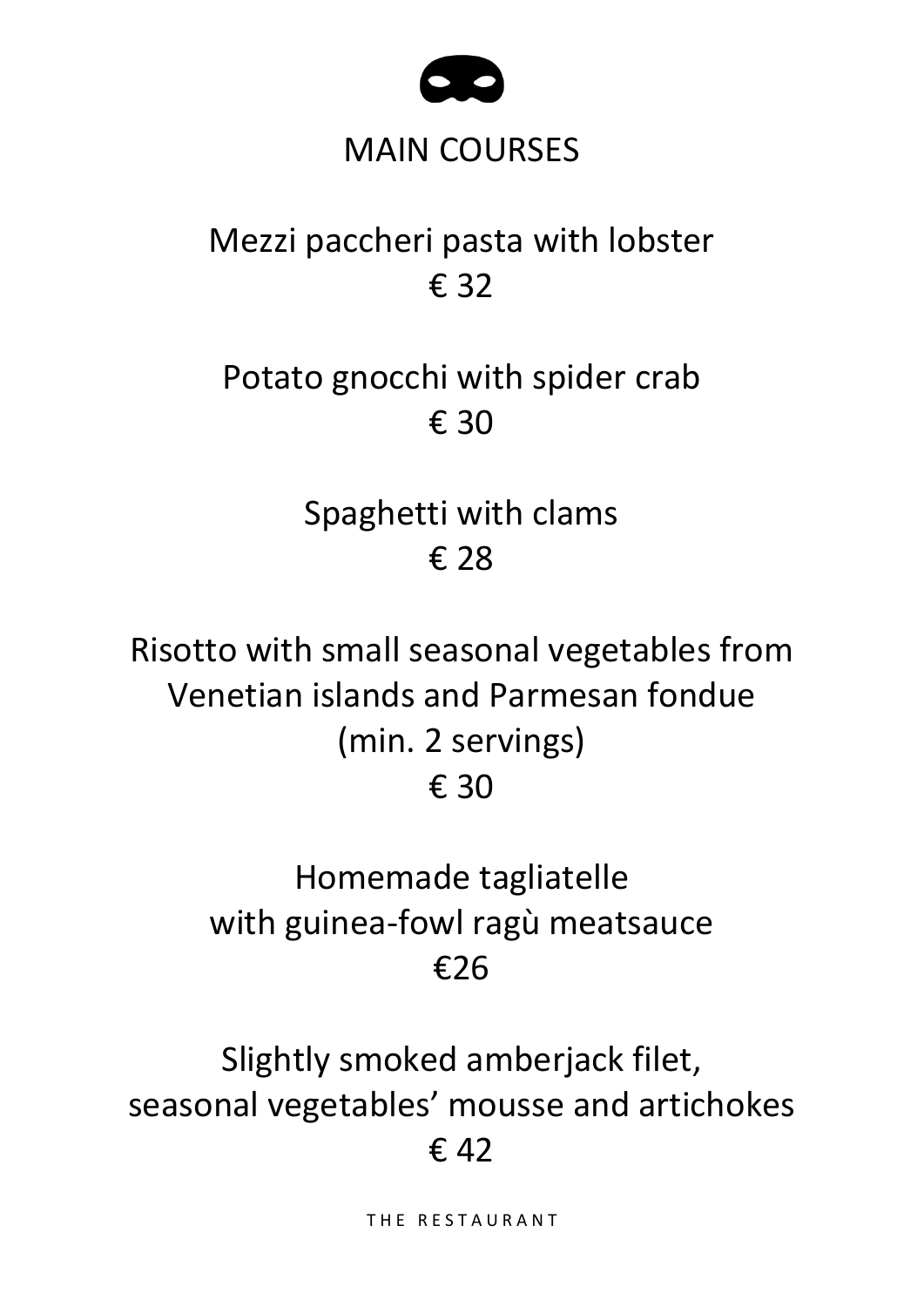# MAIN COURSES

Mezzi paccheri pasta with lobster
€ 32

Potato gnocchi with spider crab
€ 30

Spaghetti with clams
€ 28

Risotto with small seasonal vegetables from Venetian islands and Parmesan fondue
(min. 2 servings)
€ 30

Homemade tagliatelle
with guinea-fowl ragù meatsauce
€26

Slightly smoked amberjack filet,
seasonal vegetables' mousse and artichokes
€ 42

THE RESTAURANT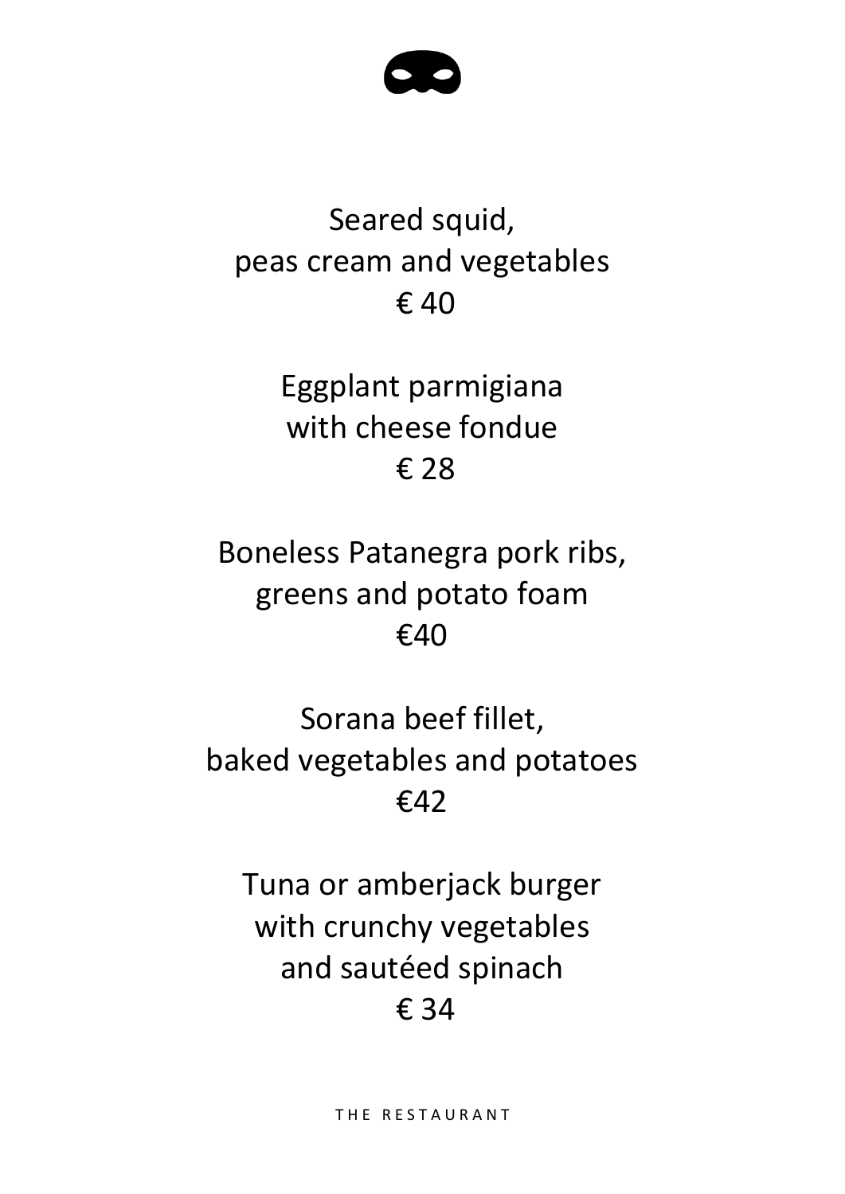Seared squid,
peas cream and vegetables
€ 40

Eggplant parmigiana
with cheese fondue
€ 28

Boneless Patanegra pork ribs,
greens and potato foam
€40

Sorana beef fillet,
baked vegetables and potatoes
€42

Tuna or amberjack burger
with crunchy vegetables
and sautéed spinach
€ 34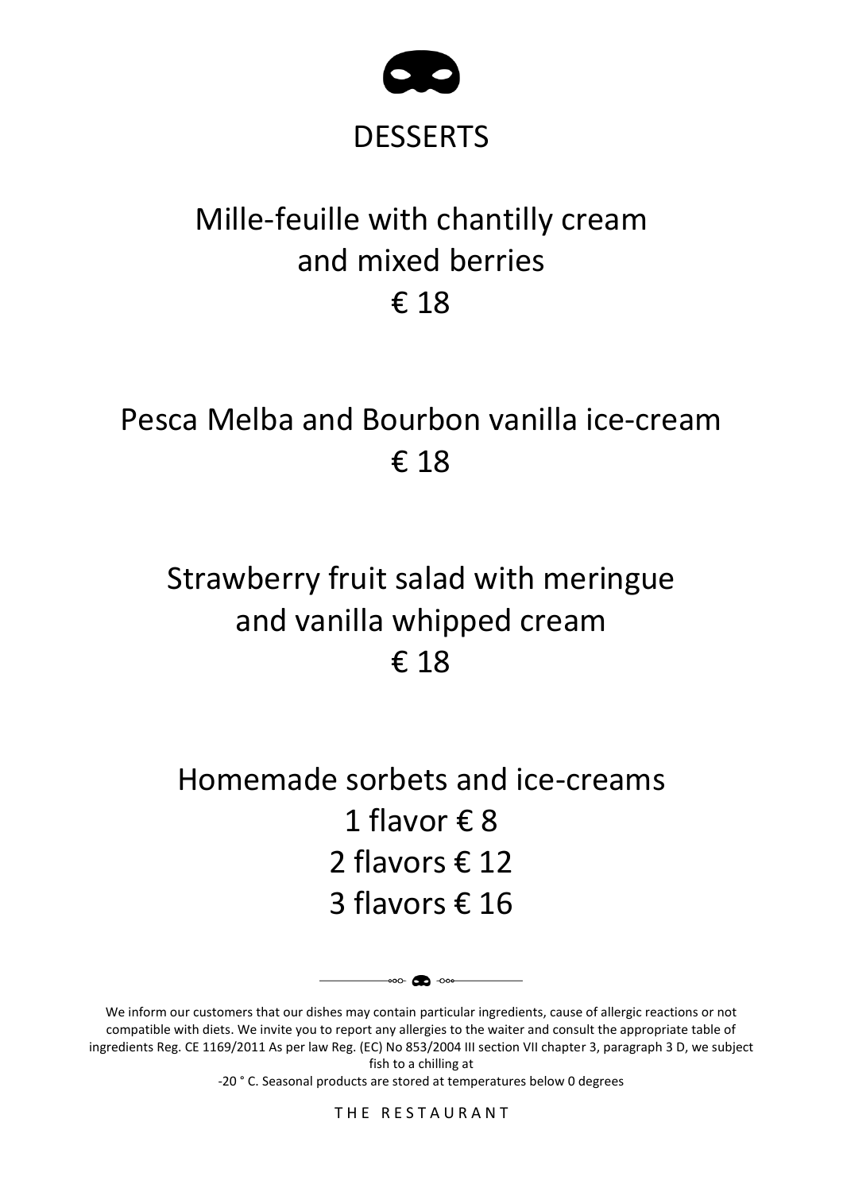# DESSERTS

Mille-feuille with chantilly cream
and mixed berries
€ 18

Pesca Melba and Bourbon vanilla ice-cream
€ 18

Strawberry fruit salad with meringue
and vanilla whipped cream
€ 18

Homemade sorbets and ice-creams
1 flavor € 8
2 flavors € 12
3 flavors € 16

We inform our customers that our dishes may contain particular ingredients, cause of allergic reactions or not compatible with diets. We invite you to report any allergies to the waiter and consult the appropriate table of ingredients Reg. CE 1169/2011 As per law Reg. (EC) No 853/2004 III section VII chapter 3, paragraph 3 D, we subject fish to a chilling at
-20 ° C. Seasonal products are stored at temperatures below 0 degrees

THE RESTAURANT